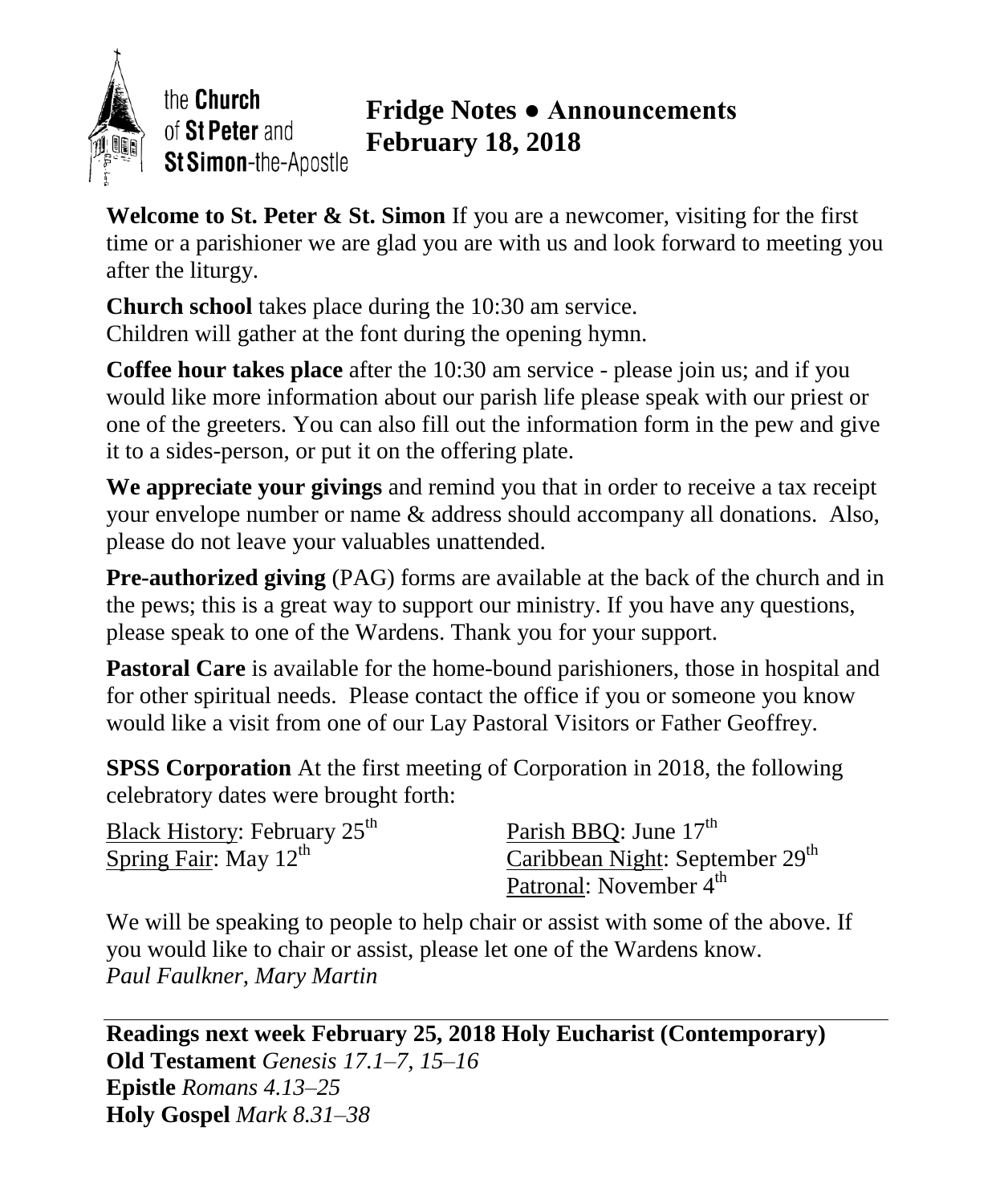the **Church** of **St Peter** and **St Simon**-the-Apostle

# Fridge Notes ● Announcements
# February 18, 2018

**Welcome to St. Peter & St. Simon** If you are a newcomer, visiting for the first time or a parishioner we are glad you are with us and look forward to meeting you after the liturgy.

**Church school** takes place during the 10:30 am service.
Children will gather at the font during the opening hymn.

**Coffee hour takes place** after the 10:30 am service - please join us; and if you would like more information about our parish life please speak with our priest or one of the greeters. You can also fill out the information form in the pew and give it to a sides-person, or put it on the offering plate.

**We appreciate your givings** and remind you that in order to receive a tax receipt your envelope number or name & address should accompany all donations. Also, please do not leave your valuables unattended.

**Pre-authorized giving** (PAG) forms are available at the back of the church and in the pews; this is a great way to support our ministry. If you have any questions, please speak to one of the Wardens. Thank you for your support.

**Pastoral Care** is available for the home-bound parishioners, those in hospital and for other spiritual needs. Please contact the office if you or someone you know would like a visit from one of our Lay Pastoral Visitors or Father Geoffrey.

**SPSS Corporation** At the first meeting of Corporation in 2018, the following celebratory dates were brought forth:

Black History: February 25th
Spring Fair: May 12th
Parish BBQ: June 17th
Caribbean Night: September 29th
Patronal: November 4th

We will be speaking to people to help chair or assist with some of the above. If you would like to chair or assist, please let one of the Wardens know.
*Paul Faulkner, Mary Martin*

---

**Readings next week February 25, 2018 Holy Eucharist (Contemporary)**
**Old Testament** *Genesis 17.1–7, 15–16*
**Epistle** *Romans 4.13–25*
**Holy Gospel** *Mark 8.31–38*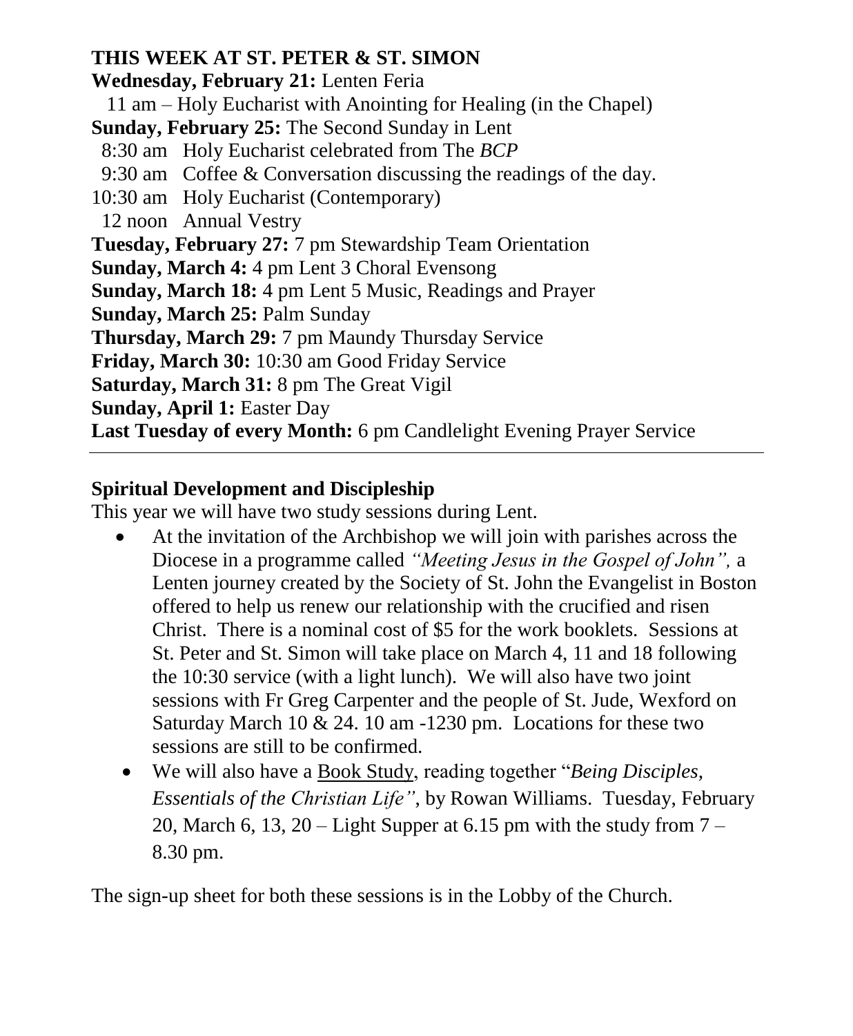## THIS WEEK AT ST. PETER & ST. SIMON

**Wednesday, February 21:** Lenten Feria
11 am – Holy Eucharist with Anointing for Healing (in the Chapel)

**Sunday, February 25:** The Second Sunday in Lent
8:30 am Holy Eucharist celebrated from The *BCP*
9:30 am Coffee & Conversation discussing the readings of the day.
10:30 am Holy Eucharist (Contemporary)
12 noon Annual Vestry

**Tuesday, February 27:** 7 pm Stewardship Team Orientation

**Sunday, March 4:** 4 pm Lent 3 Choral Evensong

**Sunday, March 18:** 4 pm Lent 5 Music, Readings and Prayer

**Sunday, March 25:** Palm Sunday

**Thursday, March 29:** 7 pm Maundy Thursday Service

**Friday, March 30:** 10:30 am Good Friday Service

**Saturday, March 31:** 8 pm The Great Vigil

**Sunday, April 1:** Easter Day

**Last Tuesday of every Month:** 6 pm Candlelight Evening Prayer Service

---

### Spiritual Development and Discipleship

This year we will have two study sessions during Lent.

- At the invitation of the Archbishop we will join with parishes across the Diocese in a programme called *"Meeting Jesus in the Gospel of John",* a Lenten journey created by the Society of St. John the Evangelist in Boston offered to help us renew our relationship with the crucified and risen Christ. There is a nominal cost of $5 for the work booklets. Sessions at St. Peter and St. Simon will take place on March 4, 11 and 18 following the 10:30 service (with a light lunch). We will also have two joint sessions with Fr Greg Carpenter and the people of St. Jude, Wexford on Saturday March 10 & 24. 10 am -1230 pm. Locations for these two sessions are still to be confirmed.
- We will also have a Book Study, reading together "*Being Disciples, Essentials of the Christian Life"*, by Rowan Williams. Tuesday, February 20, March 6, 13, 20 – Light Supper at 6.15 pm with the study from 7 – 8.30 pm.

The sign-up sheet for both these sessions is in the Lobby of the Church.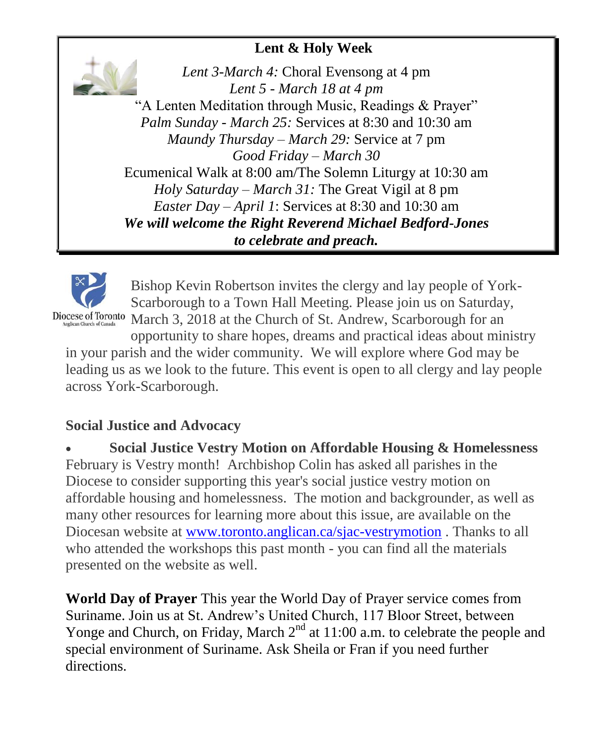**Lent & Holy Week**

*Lent 3-March 4:* Choral Evensong at 4 pm
*Lent 5 - March 18 at 4 pm*
"A Lenten Meditation through Music, Readings & Prayer"
*Palm Sunday - March 25:* Services at 8:30 and 10:30 am
*Maundy Thursday – March 29:* Service at 7 pm
*Good Friday – March 30*
Ecumenical Walk at 8:00 am/The Solemn Liturgy at 10:30 am
*Holy Saturday – March 31:* The Great Vigil at 8 pm
*Easter Day – April 1*: Services at 8:30 and 10:30 am
***We will welcome the Right Reverend Michael Bedford-Jones to celebrate and preach.***

Diocese of Toronto
Anglican Church of Canada

Bishop Kevin Robertson invites the clergy and lay people of York-Scarborough to a Town Hall Meeting. Please join us on Saturday, March 3, 2018 at the Church of St. Andrew, Scarborough for an opportunity to share hopes, dreams and practical ideas about ministry in your parish and the wider community. We will explore where God may be leading us as we look to the future. This event is open to all clergy and lay people across York-Scarborough.

### Social Justice and Advocacy

- **Social Justice Vestry Motion on Affordable Housing & Homelessness**

February is Vestry month! Archbishop Colin has asked all parishes in the Diocese to consider supporting this year's social justice vestry motion on affordable housing and homelessness. The motion and backgrounder, as well as many other resources for learning more about this issue, are available on the Diocesan website at [www.toronto.anglican.ca/sjac-vestrymotion](http://www.toronto.anglican.ca/sjac-vestrymotion) . Thanks to all who attended the workshops this past month - you can find all the materials presented on the website as well.

**World Day of Prayer** This year the World Day of Prayer service comes from Suriname. Join us at St. Andrew's United Church, 117 Bloor Street, between Yonge and Church, on Friday, March 2nd at 11:00 a.m. to celebrate the people and special environment of Suriname. Ask Sheila or Fran if you need further directions.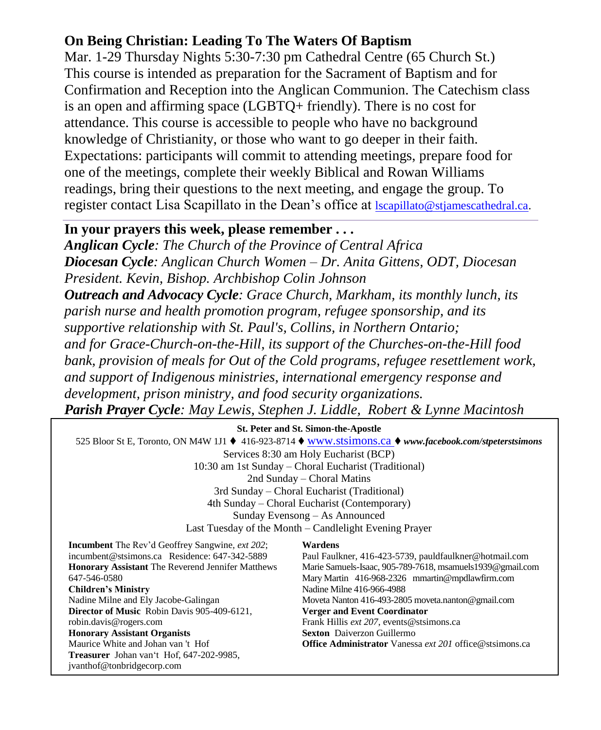## On Being Christian: Leading To The Waters Of Baptism

Mar. 1-29 Thursday Nights 5:30-7:30 pm Cathedral Centre (65 Church St.) This course is intended as preparation for the Sacrament of Baptism and for Confirmation and Reception into the Anglican Communion. The Catechism class is an open and affirming space (LGBTQ+ friendly). There is no cost for attendance. This course is accessible to people who have no background knowledge of Christianity, or those who want to go deeper in their faith. Expectations: participants will commit to attending meetings, prepare food for one of the meetings, complete their weekly Biblical and Rowan Williams readings, bring their questions to the next meeting, and engage the group. To register contact Lisa Scapillato in the Dean's office at lscapillato@stjamescathedral.ca.

---

## In your prayers this week, please remember . . .

***Anglican Cycle****: The Church of the Province of Central Africa*

***Diocesan Cycle****: Anglican Church Women – Dr. Anita Gittens, ODT, Diocesan President. Kevin, Bishop. Archbishop Colin Johnson*

***Outreach and Advocacy Cycle****: Grace Church, Markham, its monthly lunch, its parish nurse and health promotion program, refugee sponsorship, and its supportive relationship with St. Paul's, Collins, in Northern Ontario; and for Grace-Church-on-the-Hill, its support of the Churches-on-the-Hill food bank, provision of meals for Out of the Cold programs, refugee resettlement work, and support of Indigenous ministries, international emergency response and development, prison ministry, and food security organizations.*

***Parish Prayer Cycle****: May Lewis, Stephen J. Liddle, Robert & Lynne Macintosh*

---

**St. Peter and St. Simon-the-Apostle**

525 Bloor St E, Toronto, ON M4W 1J1 ♦ 416-923-8714 ♦ www.stsimons.ca ♦ ***www.facebook.com/stpeterstsimons***

Services 8:30 am Holy Eucharist (BCP)
10:30 am 1st Sunday – Choral Eucharist (Traditional)
2nd Sunday – Choral Matins
3rd Sunday – Choral Eucharist (Traditional)
4th Sunday – Choral Eucharist (Contemporary)
Sunday Evensong – As Announced
Last Tuesday of the Month – Candlelight Evening Prayer

**Incumbent** The Rev'd Geoffrey Sangwine, *ext 202*; incumbent@stsimons.ca Residence: 647-342-5889
**Honorary Assistant** The Reverend Jennifer Matthews 647-546-0580
**Children's Ministry**
Nadine Milne and Ely Jacobe-Galingan
**Director of Music** Robin Davis 905-409-6121, robin.davis@rogers.com
**Honorary Assistant Organists**
Maurice White and Johan van 't Hof
**Treasurer** Johan van't Hof, 647-202-9985, jvanthof@tonbridgecorp.com

**Wardens**
Paul Faulkner, 416-423-5739, pauldfaulkner@hotmail.com
Marie Samuels-Isaac, 905-789-7618, msamuels1939@gmail.com
Mary Martin 416-968-2326 mmartin@mpdlawfirm.com
Nadine Milne 416-966-4988
Moveta Nanton 416-493-2805 moveta.nanton@gmail.com
**Verger and Event Coordinator**
Frank Hillis *ext 207*, events@stsimons.ca
**Sexton** Daiverzon Guillermo
**Office Administrator** Vanessa *ext 201* office@stsimons.ca